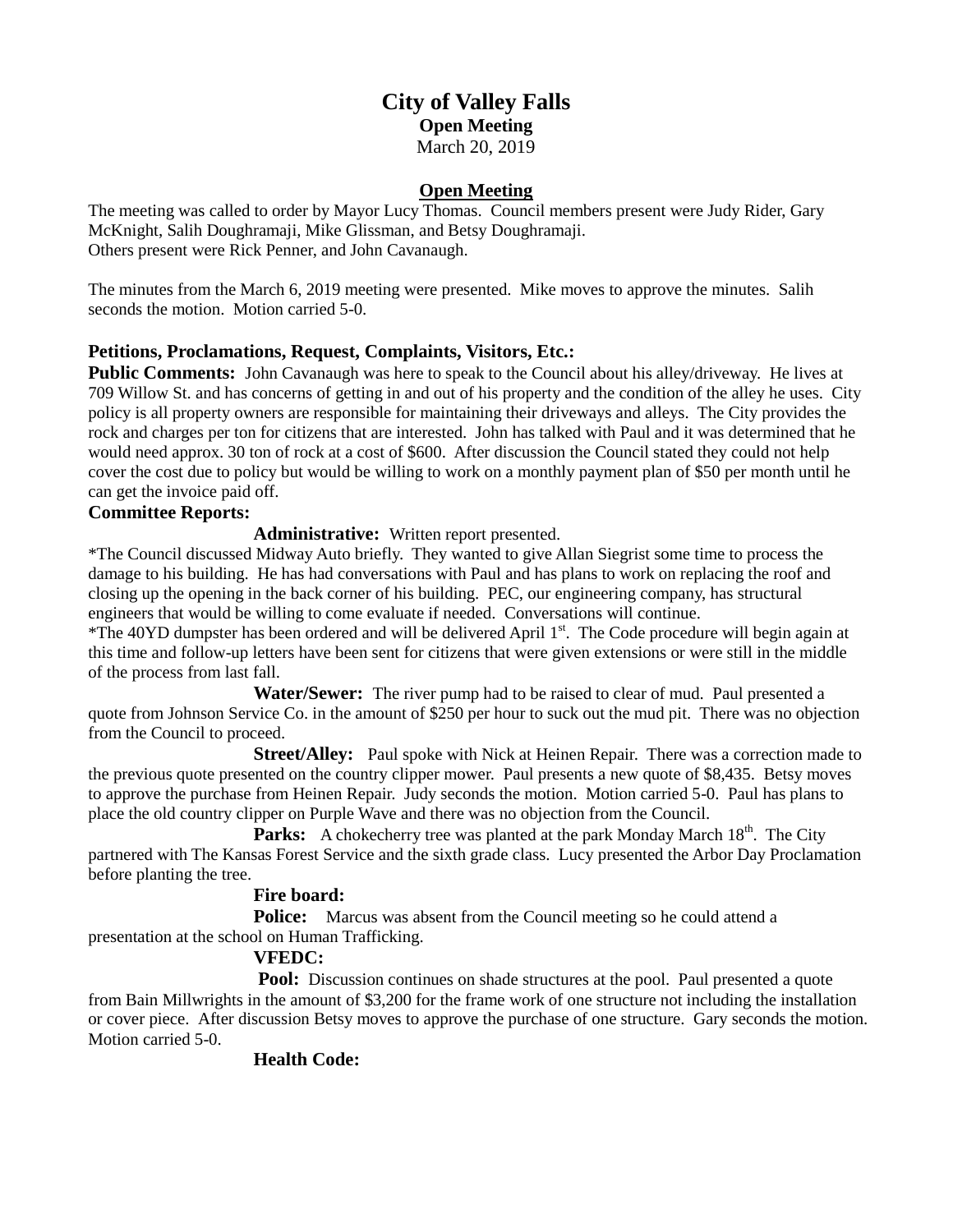# City of Valley Falls

**Open Meeting**

March 20, 2019

## Open Meeting

The meeting was called to order by Mayor Lucy Thomas. Council members present were Judy Rider, Gary McKnight, Salih Doughramaji, Mike Glissman, and Betsy Doughramaji.
Others present were Rick Penner, and John Cavanaugh.

The minutes from the March 6, 2019 meeting were presented. Mike moves to approve the minutes. Salih seconds the motion. Motion carried 5-0.

### Petitions, Proclamations, Request, Complaints, Visitors, Etc.:

**Public Comments:** John Cavanaugh was here to speak to the Council about his alley/driveway. He lives at 709 Willow St. and has concerns of getting in and out of his property and the condition of the alley he uses. City policy is all property owners are responsible for maintaining their driveways and alleys. The City provides the rock and charges per ton for citizens that are interested. John has talked with Paul and it was determined that he would need approx. 30 ton of rock at a cost of $600. After discussion the Council stated they could not help cover the cost due to policy but would be willing to work on a monthly payment plan of $50 per month until he can get the invoice paid off.

### Committee Reports:

**Administrative:** Written report presented.

*The Council discussed Midway Auto briefly. They wanted to give Allan Siegrist some time to process the damage to his building. He has had conversations with Paul and has plans to work on replacing the roof and closing up the opening in the back corner of his building. PEC, our engineering company, has structural engineers that would be willing to come evaluate if needed. Conversations will continue.

*The 40YD dumpster has been ordered and will be delivered April 1st. The Code procedure will begin again at this time and follow-up letters have been sent for citizens that were given extensions or were still in the middle of the process from last fall.

**Water/Sewer:** The river pump had to be raised to clear of mud. Paul presented a quote from Johnson Service Co. in the amount of $250 per hour to suck out the mud pit. There was no objection from the Council to proceed.

**Street/Alley:** Paul spoke with Nick at Heinen Repair. There was a correction made to the previous quote presented on the country clipper mower. Paul presents a new quote of $8,435. Betsy moves to approve the purchase from Heinen Repair. Judy seconds the motion. Motion carried 5-0. Paul has plans to place the old country clipper on Purple Wave and there was no objection from the Council.

**Parks:** A chokecherry tree was planted at the park Monday March 18th. The City partnered with The Kansas Forest Service and the sixth grade class. Lucy presented the Arbor Day Proclamation before planting the tree.

**Fire board:**

**Police:** Marcus was absent from the Council meeting so he could attend a presentation at the school on Human Trafficking.

**VFEDC:**

**Pool:** Discussion continues on shade structures at the pool. Paul presented a quote from Bain Millwrights in the amount of $3,200 for the frame work of one structure not including the installation or cover piece. After discussion Betsy moves to approve the purchase of one structure. Gary seconds the motion. Motion carried 5-0.

**Health Code:**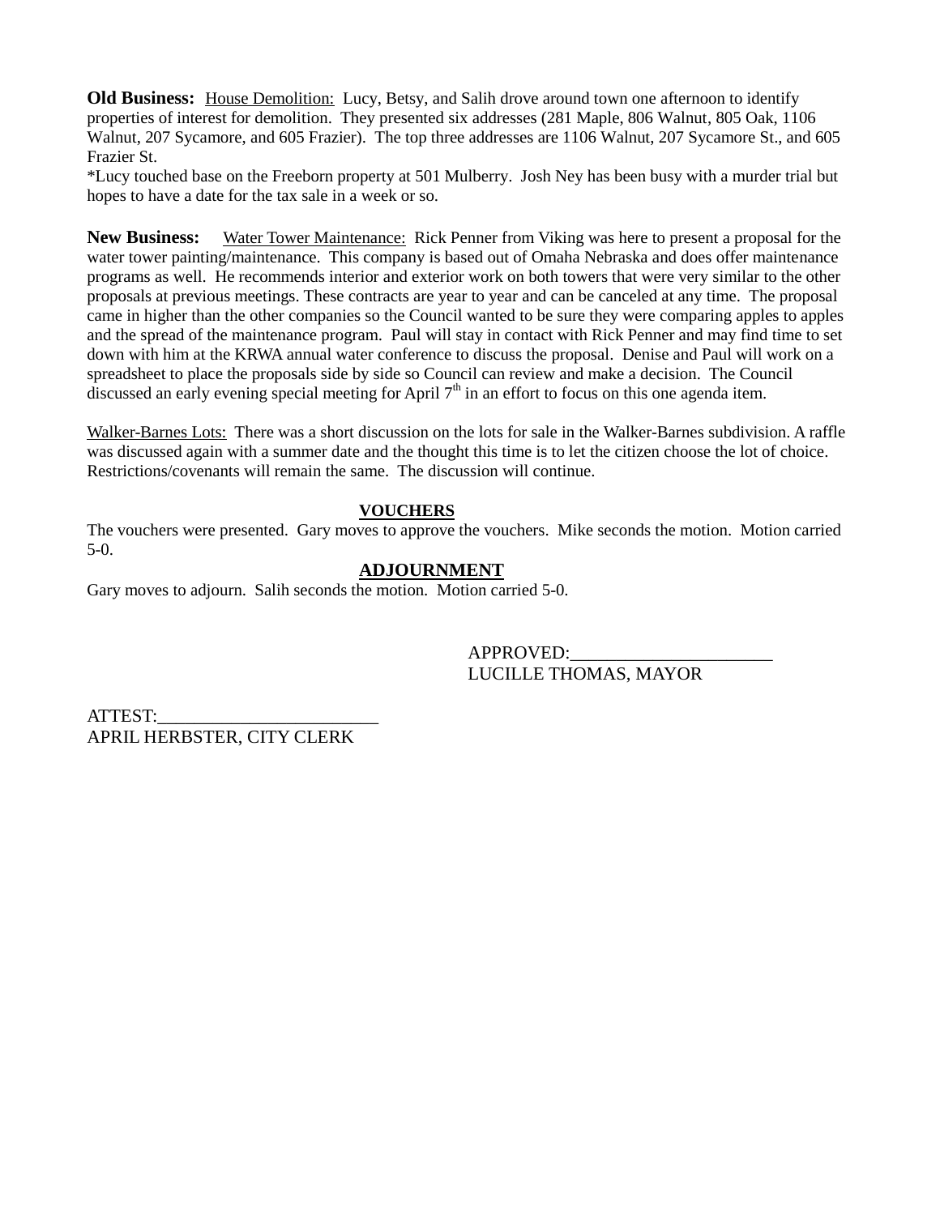**Old Business:** House Demolition: Lucy, Betsy, and Salih drove around town one afternoon to identify properties of interest for demolition. They presented six addresses (281 Maple, 806 Walnut, 805 Oak, 1106 Walnut, 207 Sycamore, and 605 Frazier). The top three addresses are 1106 Walnut, 207 Sycamore St., and 605 Frazier St.

*Lucy touched base on the Freeborn property at 501 Mulberry. Josh Ney has been busy with a murder trial but hopes to have a date for the tax sale in a week or so.

**New Business:** Water Tower Maintenance: Rick Penner from Viking was here to present a proposal for the water tower painting/maintenance. This company is based out of Omaha Nebraska and does offer maintenance programs as well. He recommends interior and exterior work on both towers that were very similar to the other proposals at previous meetings. These contracts are year to year and can be canceled at any time. The proposal came in higher than the other companies so the Council wanted to be sure they were comparing apples to apples and the spread of the maintenance program. Paul will stay in contact with Rick Penner and may find time to set down with him at the KRWA annual water conference to discuss the proposal. Denise and Paul will work on a spreadsheet to place the proposals side by side so Council can review and make a decision. The Council discussed an early evening special meeting for April 7th in an effort to focus on this one agenda item.

Walker-Barnes Lots: There was a short discussion on the lots for sale in the Walker-Barnes subdivision. A raffle was discussed again with a summer date and the thought this time is to let the citizen choose the lot of choice. Restrictions/covenants will remain the same. The discussion will continue.

**VOUCHERS**

The vouchers were presented. Gary moves to approve the vouchers. Mike seconds the motion. Motion carried 5-0.

**ADJOURNMENT**

Gary moves to adjourn. Salih seconds the motion. Motion carried 5-0.

APPROVED:______________________
LUCILLE THOMAS, MAYOR

ATTEST:________________________
APRIL HERBSTER, CITY CLERK